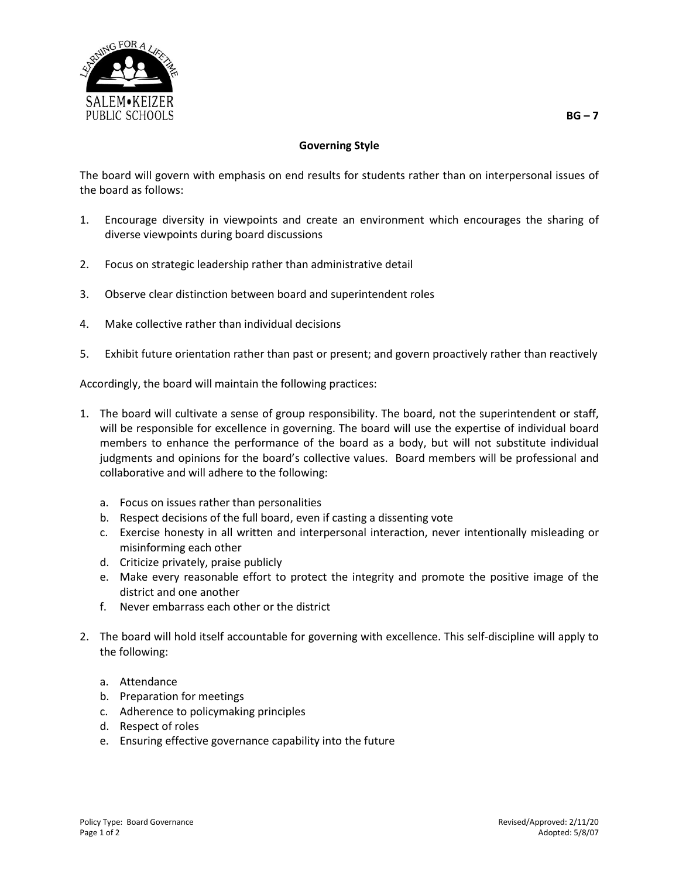BG – 7

# Governing Style

The board will govern with emphasis on end results for students rather than on interpersonal issues of the board as follows:

1. Encourage diversity in viewpoints and create an environment which encourages the sharing of diverse viewpoints during board discussions
2. Focus on strategic leadership rather than administrative detail
3. Observe clear distinction between board and superintendent roles
4. Make collective rather than individual decisions
5. Exhibit future orientation rather than past or present; and govern proactively rather than reactively

Accordingly, the board will maintain the following practices:

1. The board will cultivate a sense of group responsibility. The board, not the superintendent or staff, will be responsible for excellence in governing. The board will use the expertise of individual board members to enhance the performance of the board as a body, but will not substitute individual judgments and opinions for the board's collective values. Board members will be professional and collaborative and will adhere to the following:
   a. Focus on issues rather than personalities
   b. Respect decisions of the full board, even if casting a dissenting vote
   c. Exercise honesty in all written and interpersonal interaction, never intentionally misleading or misinforming each other
   d. Criticize privately, praise publicly
   e. Make every reasonable effort to protect the integrity and promote the positive image of the district and one another
   f. Never embarrass each other or the district

2. The board will hold itself accountable for governing with excellence. This self-discipline will apply to the following:
   a. Attendance
   b. Preparation for meetings
   c. Adherence to policymaking principles
   d. Respect of roles
   e. Ensuring effective governance capability into the future

Policy Type: Board Governance

Revised/Approved: 2/11/20
Adopted: 5/8/07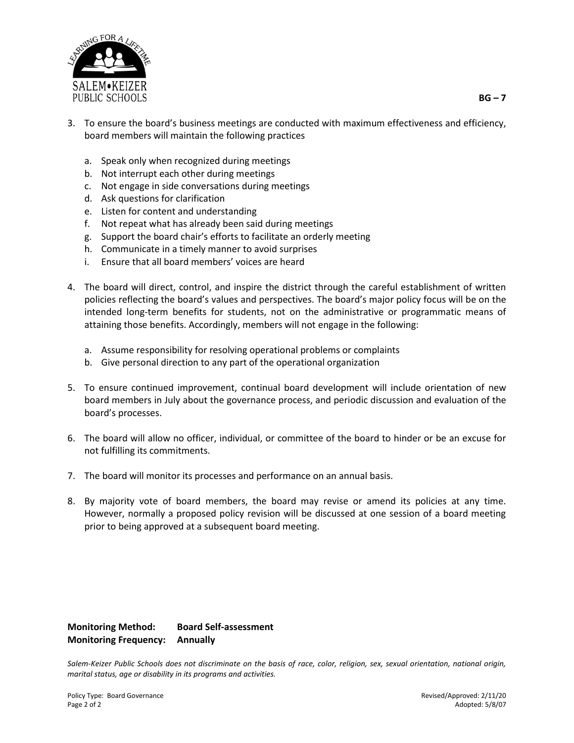3. To ensure the board's business meetings are conducted with maximum effectiveness and efficiency, board members will maintain the following practices

   a. Speak only when recognized during meetings
   b. Not interrupt each other during meetings
   c. Not engage in side conversations during meetings
   d. Ask questions for clarification
   e. Listen for content and understanding
   f. Not repeat what has already been said during meetings
   g. Support the board chair's efforts to facilitate an orderly meeting
   h. Communicate in a timely manner to avoid surprises
   i. Ensure that all board members' voices are heard

4. The board will direct, control, and inspire the district through the careful establishment of written policies reflecting the board's values and perspectives. The board's major policy focus will be on the intended long-term benefits for students, not on the administrative or programmatic means of attaining those benefits. Accordingly, members will not engage in the following:

   a. Assume responsibility for resolving operational problems or complaints
   b. Give personal direction to any part of the operational organization

5. To ensure continued improvement, continual board development will include orientation of new board members in July about the governance process, and periodic discussion and evaluation of the board's processes.

6. The board will allow no officer, individual, or committee of the board to hinder or be an excuse for not fulfilling its commitments.

7. The board will monitor its processes and performance on an annual basis.

8. By majority vote of board members, the board may revise or amend its policies at any time. However, normally a proposed policy revision will be discussed at one session of a board meeting prior to being approved at a subsequent board meeting.

**Monitoring Method:** **Board Self-assessment**
**Monitoring Frequency:** **Annually**

*Salem-Keizer Public Schools does not discriminate on the basis of race, color, religion, sex, sexual orientation, national origin, marital status, age or disability in its programs and activities.*

Policy Type: Board Governance
Revised/Approved: 2/11/20
Adopted: 5/8/07